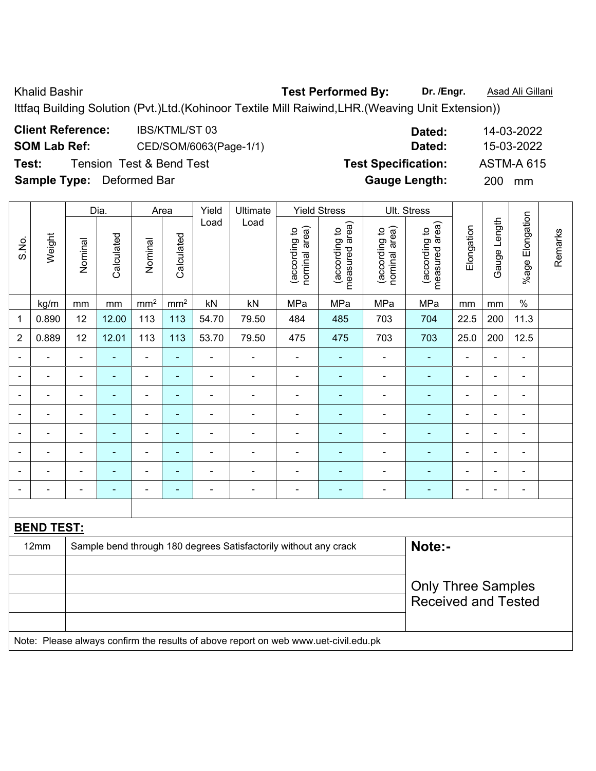Khalid Bashir **Test Performed By:** **Dr. /Engr.** Asad Ali Gillani

Ittfaq Building Solution (Pvt.)Ltd.(Kohinoor Textile Mill Raiwind,LHR.(Weaving Unit Extension))

**Client Reference:** IBS/KTML/ST 03 **Dated:** 14-03-2022

**SOM Lab Ref:** CED/SOM/6063(Page-1/1) **Dated:** 15-03-2022

**Test:** Tension Test & Bend Test **Test Specification:** ASTM-A 615

**Sample Type:** Deformed Bar **Gauge Length:** 200 mm

| S.No. | Weight | Dia. | | Area | | Yield Load | Ultimate Load | Yield Stress | | Ult. Stress | | Elongation | Gauge Length | %age Elongation | Remarks |
|---|---|---|---|---|---|---|---|---|---|---|---|---|---|---|---|
| | | Nominal | Calculated | Nominal | Calculated | | | (according to nominal area) | (according to measured area) | (according to nominal area) | (according to measured area) | | | | |
| | kg/m | mm | mm | mm² | mm² | kN | kN | MPa | MPa | MPa | MPa | mm | mm | % | |
| 1 | 0.890 | 12 | 12.00 | 113 | 113 | 54.70 | 79.50 | 484 | 485 | 703 | 704 | 22.5 | 200 | 11.3 | |
| 2 | 0.889 | 12 | 12.01 | 113 | 113 | 53.70 | 79.50 | 475 | 475 | 703 | 703 | 25.0 | 200 | 12.5 | |
| - | - | - | - | - | - | - | - | - | - | - | - | - | - | - | |
| - | - | - | - | - | - | - | - | - | - | - | - | - | - | - | |
| - | - | - | - | - | - | - | - | - | - | - | - | - | - | - | |
| - | - | - | - | - | - | - | - | - | - | - | - | - | - | - | |
| - | - | - | - | - | - | - | - | - | - | - | - | - | - | - | |
| - | - | - | - | - | - | - | - | - | - | - | - | - | - | - | |
| - | - | - | - | - | - | - | - | - | - | - | - | - | - | - | |
| - | - | - | - | - | - | - | - | - | - | - | - | - | - | - | |

**BEND TEST:**

| | | |
|---|---|---|
| 12mm | Sample bend through 180 degrees Satisfactorily without any crack | **Note:-** |
| | | Only Three Samples Received and Tested |

Note: Please always confirm the results of above report on web www.uet-civil.edu.pk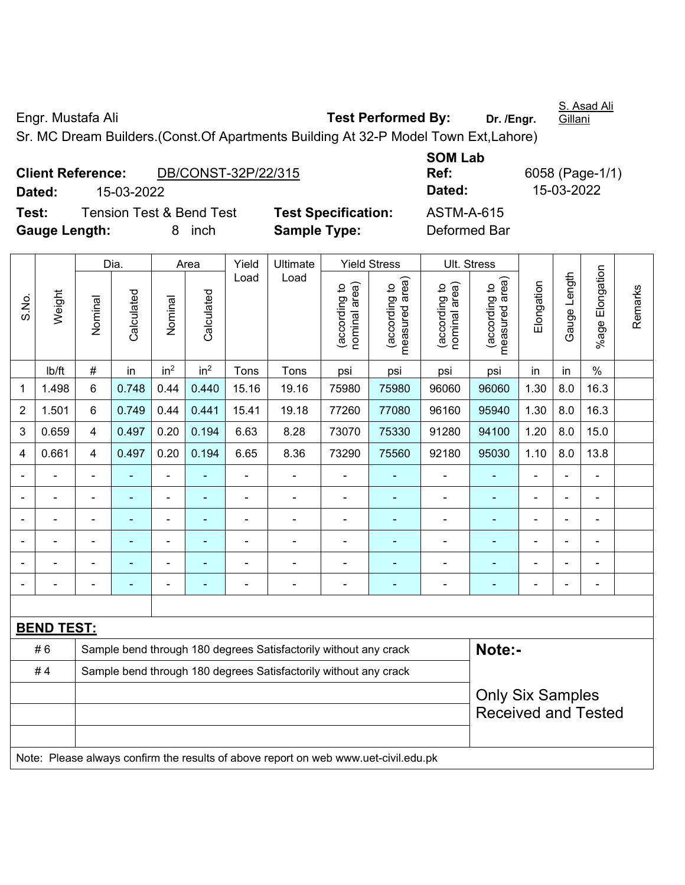Engr. Mustafa Ali **Test Performed By:** **Dr. /Engr.** S. Asad Ali Gillani

Sr. MC Dream Builders.(Const.Of Apartments Building At 32-P Model Town Ext,Lahore)

**Client Reference:** DB/CONST-32P/22/315 **SOM Lab Ref:** 6058 (Page-1/1)

**Dated:** 15-03-2022 **Dated:** 15-03-2022

**Test:** Tension Test & Bend Test **Test Specification:** ASTM-A-615

**Gauge Length:** 8 inch **Sample Type:** Deformed Bar

| S.No. | Weight | Dia. | | Area | | Yield Load | Ultimate Load | Yield Stress | | Ult. Stress | | Elongation | Gauge Length | %age Elongation | Remarks |
|---|---|---|---|---|---|---|---|---|---|---|---|---|---|---|---|
| | | Nominal | Calculated | Nominal | Calculated | | | (according to nominal area) | (according to measured area) | (according to nominal area) | (according to measured area) | | | | |
| | lb/ft | # | in | $in^2$ | $in^2$ | Tons | Tons | psi | psi | psi | psi | in | in | % | |
| 1 | 1.498 | 6 | 0.748 | 0.44 | 0.440 | 15.16 | 19.16 | 75980 | 75980 | 96060 | 96060 | 1.30 | 8.0 | 16.3 | |
| 2 | 1.501 | 6 | 0.749 | 0.44 | 0.441 | 15.41 | 19.18 | 77260 | 77080 | 96160 | 95940 | 1.30 | 8.0 | 16.3 | |
| 3 | 0.659 | 4 | 0.497 | 0.20 | 0.194 | 6.63 | 8.28 | 73070 | 75330 | 91280 | 94100 | 1.20 | 8.0 | 15.0 | |
| 4 | 0.661 | 4 | 0.497 | 0.20 | 0.194 | 6.65 | 8.36 | 73290 | 75560 | 92180 | 95030 | 1.10 | 8.0 | 13.8 | |
| - | - | - | - | - | - | - | - | - | - | - | - | - | - | - | |
| - | - | - | - | - | - | - | - | - | - | - | - | - | - | - | |
| - | - | - | - | - | - | - | - | - | - | - | - | - | - | - | |
| - | - | - | - | - | - | - | - | - | - | - | - | - | - | - | |
| - | - | - | - | - | - | - | - | - | - | - | - | - | - | - | |
| - | - | - | - | - | - | - | - | - | - | - | - | - | - | - | |

**BEND TEST:**

| | | |
|---|---|---|
| # 6 | Sample bend through 180 degrees Satisfactorily without any crack | **Note:-** |
| # 4 | Sample bend through 180 degrees Satisfactorily without any crack | Only Six Samples Received and Tested |

Note: Please always confirm the results of above report on web www.uet-civil.edu.pk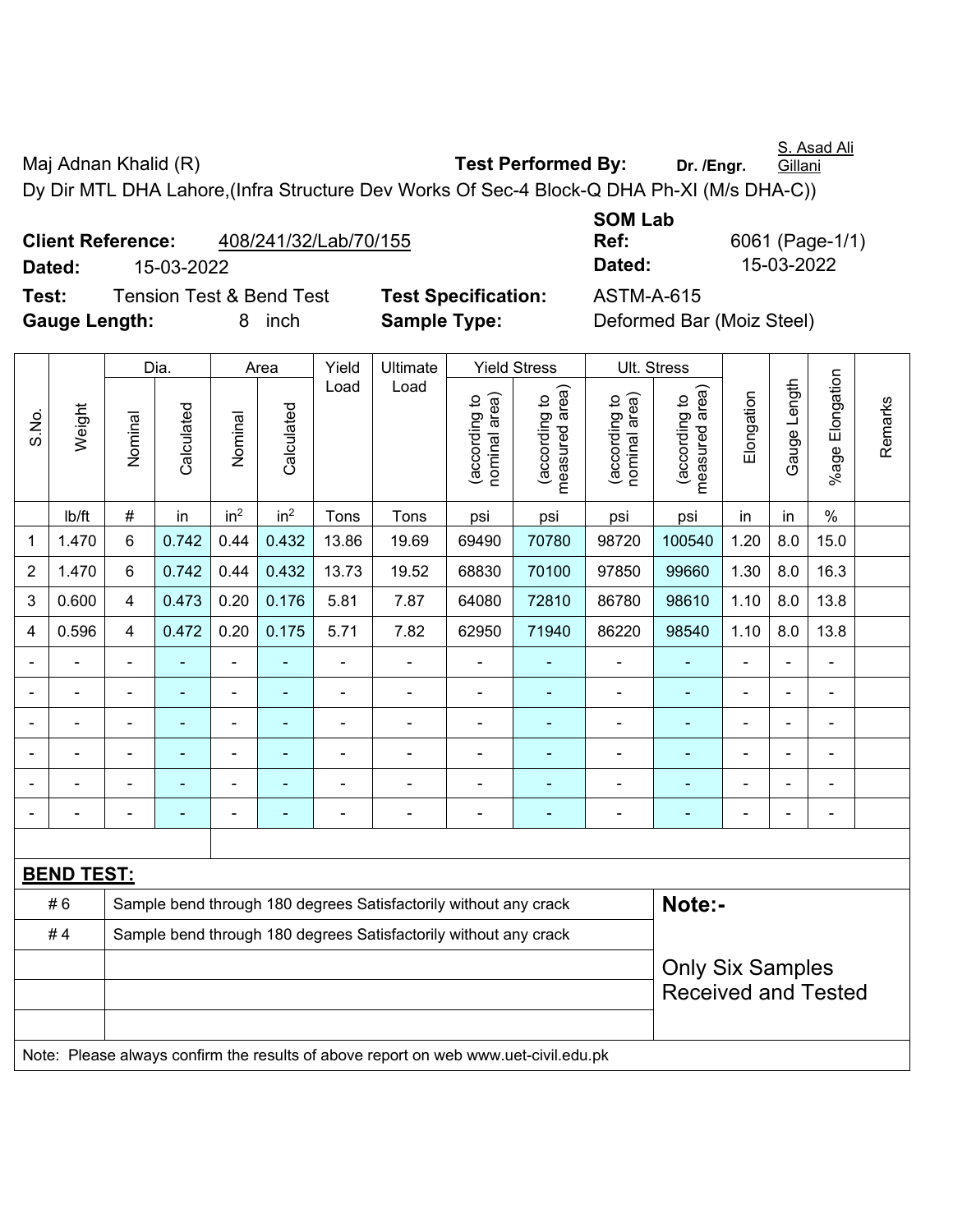Maj Adnan Khalid (R) **Test Performed By:** **Dr. /Engr.** S. Asad Ali Gillani

Dy Dir MTL DHA Lahore,(Infra Structure Dev Works Of Sec-4 Block-Q DHA Ph-XI (M/s DHA-C))

**Client Reference:** 408/241/32/Lab/70/155 **SOM Lab Ref:** 6061 (Page-1/1)

**Dated:** 15-03-2022 **Dated:** 15-03-2022

**Test:** Tension Test & Bend Test **Test Specification:** ASTM-A-615

**Gauge Length:** 8 inch **Sample Type:** Deformed Bar (Moiz Steel)

| S.No. | Weight | Dia. | | Area | | Yield Load | Ultimate Load | Yield Stress | | Ult. Stress | | Elongation | Gauge Length | %age Elongation | Remarks |
|---|---|---|---|---|---|---|---|---|---|---|---|---|---|---|---|
| | | Nominal | Calculated | Nominal | Calculated | | | (according to nominal area) | (according to measured area) | (according to nominal area) | (according to measured area) | | | | |
| | lb/ft | # | in | $in^2$ | $in^2$ | Tons | Tons | psi | psi | psi | psi | in | in | % | |
| 1 | 1.470 | 6 | 0.742 | 0.44 | 0.432 | 13.86 | 19.69 | 69490 | 70780 | 98720 | 100540 | 1.20 | 8.0 | 15.0 | |
| 2 | 1.470 | 6 | 0.742 | 0.44 | 0.432 | 13.73 | 19.52 | 68830 | 70100 | 97850 | 99660 | 1.30 | 8.0 | 16.3 | |
| 3 | 0.600 | 4 | 0.473 | 0.20 | 0.176 | 5.81 | 7.87 | 64080 | 72810 | 86780 | 98610 | 1.10 | 8.0 | 13.8 | |
| 4 | 0.596 | 4 | 0.472 | 0.20 | 0.175 | 5.71 | 7.82 | 62950 | 71940 | 86220 | 98540 | 1.10 | 8.0 | 13.8 | |
| - | - | - | - | - | - | - | - | - | - | - | - | - | - | - | |
| - | - | - | - | - | - | - | - | - | - | - | - | - | - | - | |
| - | - | - | - | - | - | - | - | - | - | - | - | - | - | - | |
| - | - | - | - | - | - | - | - | - | - | - | - | - | - | - | |
| - | - | - | - | - | - | - | - | - | - | - | - | - | - | - | |
| - | - | - | - | - | - | - | - | - | - | - | - | - | - | - | |

**BEND TEST:**

| | | |
|---|---|---|
| # 6 | Sample bend through 180 degrees Satisfactorily without any crack | **Note:-** |
| # 4 | Sample bend through 180 degrees Satisfactorily without any crack | Only Six Samples Received and Tested |

Note: Please always confirm the results of above report on web www.uet-civil.edu.pk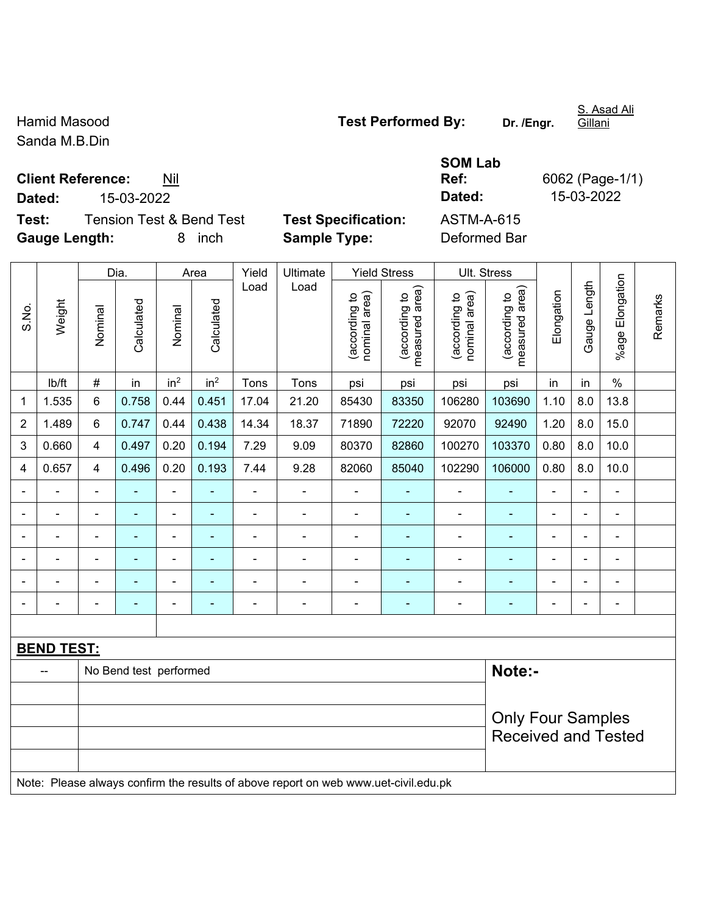Hamid Masood
Sanda M.B.Din

**Test Performed By:** **Dr. /Engr.** S. Asad Ali Gillani

**Client Reference:** Nil
**Dated:** 15-03-2022

**SOM Lab Ref:** 6062 (Page-1/1)
**Dated:** 15-03-2022

**Test:** Tension Test & Bend Test
**Gauge Length:** 8 inch

**Test Specification:** ASTM-A-615
**Sample Type:** Deformed Bar

| S.No. | Weight | Dia. | | Area | | Yield Load | Ultimate Load | Yield Stress | | Ult. Stress | | Elongation | Gauge Length | %age Elongation | Remarks |
|---|---|---|---|---|---|---|---|---|---|---|---|---|---|---|---|
| | | Nominal | Calculated | Nominal | Calculated | | | (according to nominal area) | (according to measured area) | (according to nominal area) | (according to measured area) | | | | |
| | lb/ft | # | in | $in^2$ | $in^2$ | Tons | Tons | psi | psi | psi | psi | in | in | % | |
| 1 | 1.535 | 6 | 0.758 | 0.44 | 0.451 | 17.04 | 21.20 | 85430 | 83350 | 106280 | 103690 | 1.10 | 8.0 | 13.8 | |
| 2 | 1.489 | 6 | 0.747 | 0.44 | 0.438 | 14.34 | 18.37 | 71890 | 72220 | 92070 | 92490 | 1.20 | 8.0 | 15.0 | |
| 3 | 0.660 | 4 | 0.497 | 0.20 | 0.194 | 7.29 | 9.09 | 80370 | 82860 | 100270 | 103370 | 0.80 | 8.0 | 10.0 | |
| 4 | 0.657 | 4 | 0.496 | 0.20 | 0.193 | 7.44 | 9.28 | 82060 | 85040 | 102290 | 106000 | 0.80 | 8.0 | 10.0 | |
| - | - | - | - | - | - | - | - | - | - | - | - | - | - | - | |
| - | - | - | - | - | - | - | - | - | - | - | - | - | - | - | |
| - | - | - | - | - | - | - | - | - | - | - | - | - | - | - | |
| - | - | - | - | - | - | - | - | - | - | - | - | - | - | - | |
| - | - | - | - | - | - | - | - | - | - | - | - | - | - | - | |
| - | - | - | - | - | - | - | - | - | - | - | - | - | - | - | |

**BEND TEST:**

| -- | No Bend test performed |
|---|---|

**Note:-**

Only Four Samples Received and Tested

Note: Please always confirm the results of above report on web www.uet-civil.edu.pk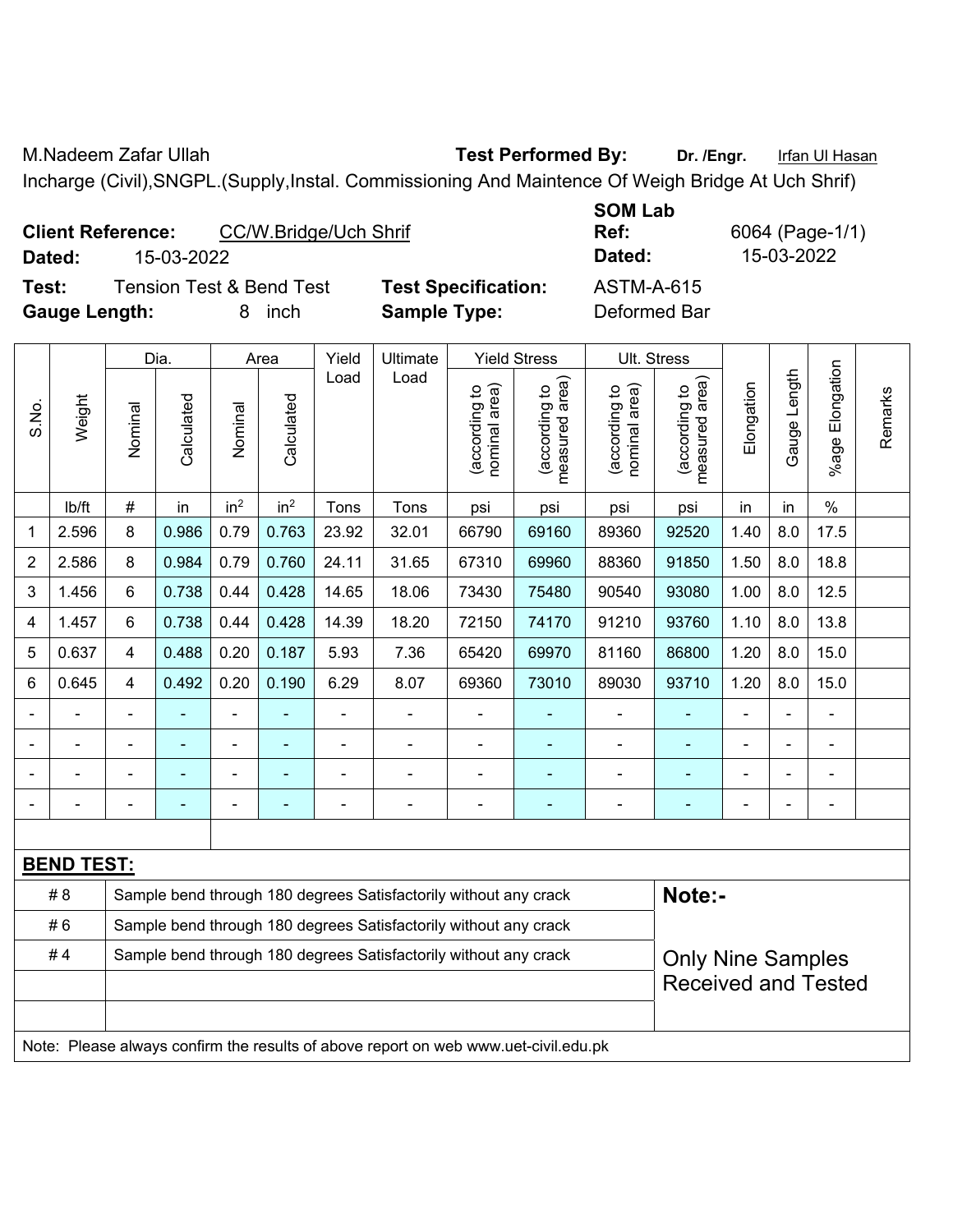M.Nadeem Zafar Ullah **Test Performed By:** **Dr. /Engr.** Irfan Ul Hasan

Incharge (Civil),SNGPL.(Supply,Instal. Commissioning And Maintence Of Weigh Bridge At Uch Shrif)

**Client Reference:** CC/W.Bridge/Uch Shrif
**Dated:** 15-03-2022

**SOM Lab Ref:** 6064 (Page-1/1)
**Dated:** 15-03-2022

**Test:** Tension Test & Bend Test
**Test Specification:** ASTM-A-615
**Gauge Length:** 8 inch
**Sample Type:** Deformed Bar

| S.No. | Weight | Dia. | | Area | | Yield Load | Ultimate Load | Yield Stress | | Ult. Stress | | Elongation | Gauge Length | %age Elongation | Remarks |
|---|---|---|---|---|---|---|---|---|---|---|---|---|---|---|---|
| | | Nominal | Calculated | Nominal | Calculated | | | (according to nominal area) | (according to measured area) | (according to nominal area) | (according to measured area) | | | | |
| | lb/ft | # | in | $in^2$ | $in^2$ | Tons | Tons | psi | psi | psi | psi | in | in | % | |
| 1 | 2.596 | 8 | 0.986 | 0.79 | 0.763 | 23.92 | 32.01 | 66790 | 69160 | 89360 | 92520 | 1.40 | 8.0 | 17.5 | |
| 2 | 2.586 | 8 | 0.984 | 0.79 | 0.760 | 24.11 | 31.65 | 67310 | 69960 | 88360 | 91850 | 1.50 | 8.0 | 18.8 | |
| 3 | 1.456 | 6 | 0.738 | 0.44 | 0.428 | 14.65 | 18.06 | 73430 | 75480 | 90540 | 93080 | 1.00 | 8.0 | 12.5 | |
| 4 | 1.457 | 6 | 0.738 | 0.44 | 0.428 | 14.39 | 18.20 | 72150 | 74170 | 91210 | 93760 | 1.10 | 8.0 | 13.8 | |
| 5 | 0.637 | 4 | 0.488 | 0.20 | 0.187 | 5.93 | 7.36 | 65420 | 69970 | 81160 | 86800 | 1.20 | 8.0 | 15.0 | |
| 6 | 0.645 | 4 | 0.492 | 0.20 | 0.190 | 6.29 | 8.07 | 69360 | 73010 | 89030 | 93710 | 1.20 | 8.0 | 15.0 | |
| - | - | - | - | - | - | - | - | - | - | - | - | - | - | - | |
| - | - | - | - | - | - | - | - | - | - | - | - | - | - | - | |
| - | - | - | - | - | - | - | - | - | - | - | - | - | - | - | |
| - | - | - | - | - | - | - | - | - | - | - | - | - | - | - | |

**BEND TEST:**

| | | |
|---|---|---|
| # 8 | Sample bend through 180 degrees Satisfactorily without any crack | **Note:-** |
| # 6 | Sample bend through 180 degrees Satisfactorily without any crack | |
| # 4 | Sample bend through 180 degrees Satisfactorily without any crack | Only Nine Samples Received and Tested |

Note: Please always confirm the results of above report on web www.uet-civil.edu.pk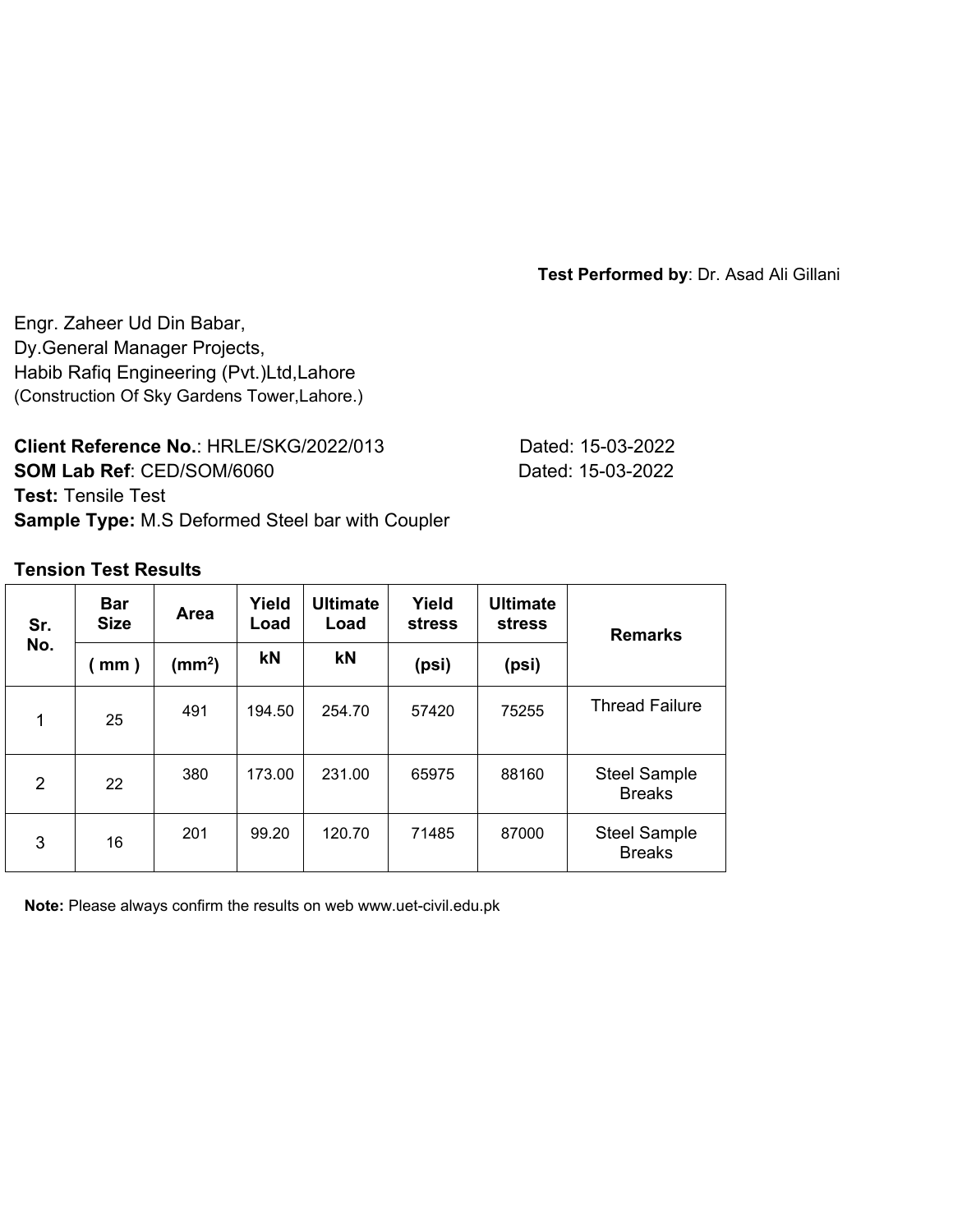**Test Performed by**: Dr. Asad Ali Gillani

Engr. Zaheer Ud Din Babar,
Dy.General Manager Projects,
Habib Rafiq Engineering (Pvt.)Ltd,Lahore
(Construction Of Sky Gardens Tower,Lahore.)

**Client Reference No.**: HRLE/SKG/2022/013 Dated: 15-03-2022
**SOM Lab Ref**: CED/SOM/6060 Dated: 15-03-2022
**Test:** Tensile Test
**Sample Type:** M.S Deformed Steel bar with Coupler

**Tension Test Results**

| Sr. No. | Bar Size | Area | Yield Load | Ultimate Load | Yield stress | Ultimate stress | Remarks |
|---|---|---|---|---|---|---|---|
| | ( mm ) | ($mm^2$) | kN | kN | (psi) | (psi) | |
| 1 | 25 | 491 | 194.50 | 254.70 | 57420 | 75255 | Thread Failure |
| 2 | 22 | 380 | 173.00 | 231.00 | 65975 | 88160 | Steel Sample Breaks |
| 3 | 16 | 201 | 99.20 | 120.70 | 71485 | 87000 | Steel Sample Breaks |

**Note:** Please always confirm the results on web www.uet-civil.edu.pk